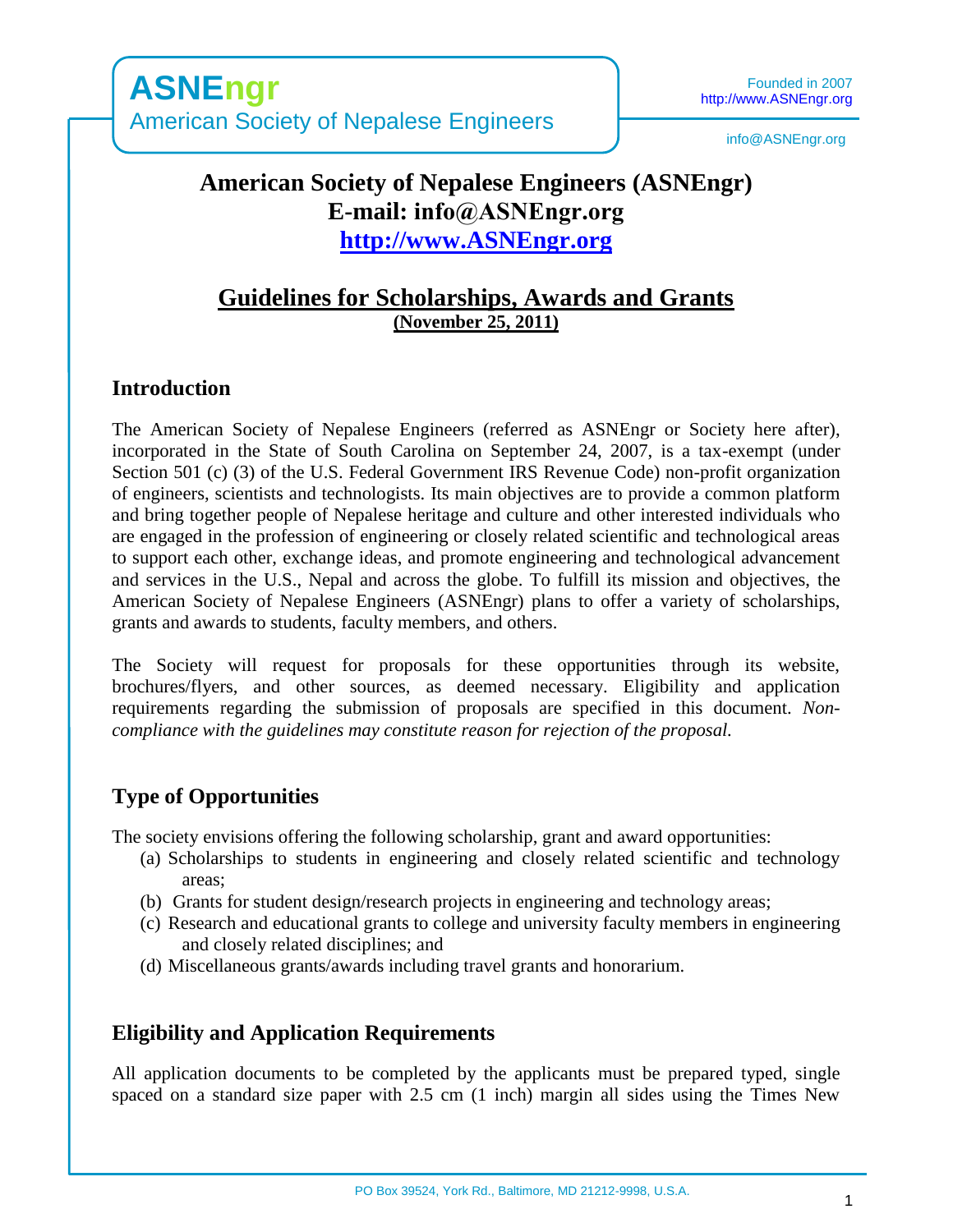**ASNEngr**
American Society of Nepalese Engineers

Founded in 2007
http://www.ASNEngr.org

info@ASNEngr.org

# American Society of Nepalese Engineers (ASNEngr)
# E-mail: info@ASNEngr.org
# http://www.ASNEngr.org

## Guidelines for Scholarships, Awards and Grants

**(November 25, 2011)**

## Introduction

The American Society of Nepalese Engineers (referred as ASNEngr or Society here after), incorporated in the State of South Carolina on September 24, 2007, is a tax-exempt (under Section 501 (c) (3) of the U.S. Federal Government IRS Revenue Code) non-profit organization of engineers, scientists and technologists. Its main objectives are to provide a common platform and bring together people of Nepalese heritage and culture and other interested individuals who are engaged in the profession of engineering or closely related scientific and technological areas to support each other, exchange ideas, and promote engineering and technological advancement and services in the U.S., Nepal and across the globe. To fulfill its mission and objectives, the American Society of Nepalese Engineers (ASNEngr) plans to offer a variety of scholarships, grants and awards to students, faculty members, and others.

The Society will request for proposals for these opportunities through its website, brochures/flyers, and other sources, as deemed necessary. Eligibility and application requirements regarding the submission of proposals are specified in this document. *Non-compliance with the guidelines may constitute reason for rejection of the proposal.*

## Type of Opportunities

The society envisions offering the following scholarship, grant and award opportunities:

(a) Scholarships to students in engineering and closely related scientific and technology areas;
(b) Grants for student design/research projects in engineering and technology areas;
(c) Research and educational grants to college and university faculty members in engineering and closely related disciplines; and
(d) Miscellaneous grants/awards including travel grants and honorarium.

## Eligibility and Application Requirements

All application documents to be completed by the applicants must be prepared typed, single spaced on a standard size paper with 2.5 cm (1 inch) margin all sides using the Times New

PO Box 39524, York Rd., Baltimore, MD 21212-9998, U.S.A.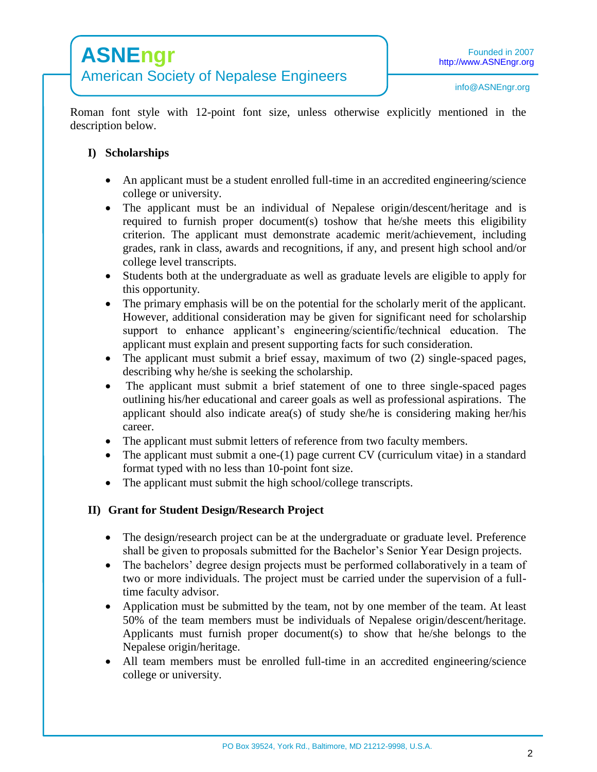Roman font style with 12-point font size, unless otherwise explicitly mentioned in the description below.

## I) Scholarships

- An applicant must be a student enrolled full-time in an accredited engineering/science college or university.
- The applicant must be an individual of Nepalese origin/descent/heritage and is required to furnish proper document(s) toshow that he/she meets this eligibility criterion. The applicant must demonstrate academic merit/achievement, including grades, rank in class, awards and recognitions, if any, and present high school and/or college level transcripts.
- Students both at the undergraduate as well as graduate levels are eligible to apply for this opportunity.
- The primary emphasis will be on the potential for the scholarly merit of the applicant. However, additional consideration may be given for significant need for scholarship support to enhance applicant's engineering/scientific/technical education. The applicant must explain and present supporting facts for such consideration.
- The applicant must submit a brief essay, maximum of two (2) single-spaced pages, describing why he/she is seeking the scholarship.
- The applicant must submit a brief statement of one to three single-spaced pages outlining his/her educational and career goals as well as professional aspirations. The applicant should also indicate area(s) of study she/he is considering making her/his career.
- The applicant must submit letters of reference from two faculty members.
- The applicant must submit a one-(1) page current CV (curriculum vitae) in a standard format typed with no less than 10-point font size.
- The applicant must submit the high school/college transcripts.

## II) Grant for Student Design/Research Project

- The design/research project can be at the undergraduate or graduate level. Preference shall be given to proposals submitted for the Bachelor's Senior Year Design projects.
- The bachelors' degree design projects must be performed collaboratively in a team of two or more individuals. The project must be carried under the supervision of a full-time faculty advisor.
- Application must be submitted by the team, not by one member of the team. At least 50% of the team members must be individuals of Nepalese origin/descent/heritage. Applicants must furnish proper document(s) to show that he/she belongs to the Nepalese origin/heritage.
- All team members must be enrolled full-time in an accredited engineering/science college or university.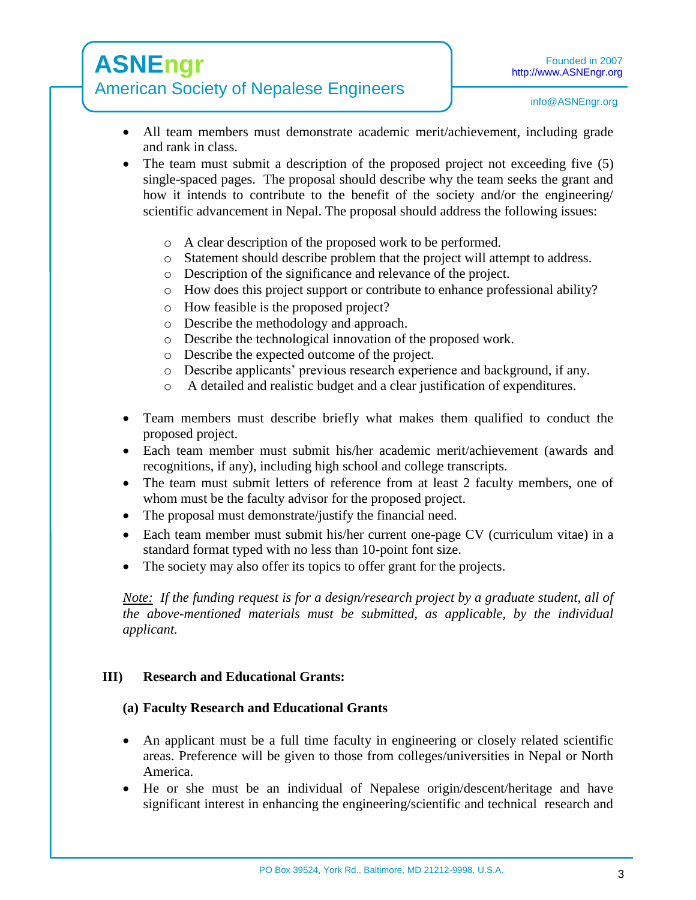- All team members must demonstrate academic merit/achievement, including grade and rank in class.
- The team must submit a description of the proposed project not exceeding five (5) single-spaced pages. The proposal should describe why the team seeks the grant and how it intends to contribute to the benefit of the society and/or the engineering/ scientific advancement in Nepal. The proposal should address the following issues:

    - A clear description of the proposed work to be performed.
    - Statement should describe problem that the project will attempt to address.
    - Description of the significance and relevance of the project.
    - How does this project support or contribute to enhance professional ability?
    - How feasible is the proposed project?
    - Describe the methodology and approach.
    - Describe the technological innovation of the proposed work.
    - Describe the expected outcome of the project.
    - Describe applicants' previous research experience and background, if any.
    - A detailed and realistic budget and a clear justification of expenditures.

- Team members must describe briefly what makes them qualified to conduct the proposed project.
- Each team member must submit his/her academic merit/achievement (awards and recognitions, if any), including high school and college transcripts.
- The team must submit letters of reference from at least 2 faculty members, one of whom must be the faculty advisor for the proposed project.
- The proposal must demonstrate/justify the financial need.
- Each team member must submit his/her current one-page CV (curriculum vitae) in a standard format typed with no less than 10-point font size.
- The society may also offer its topics to offer grant for the projects.

*Note: If the funding request is for a design/research project by a graduate student, all of the above-mentioned materials must be submitted, as applicable, by the individual applicant.*

## III) Research and Educational Grants:

### (a) Faculty Research and Educational Grants

- An applicant must be a full time faculty in engineering or closely related scientific areas. Preference will be given to those from colleges/universities in Nepal or North America.
- He or she must be an individual of Nepalese origin/descent/heritage and have significant interest in enhancing the engineering/scientific and technical research and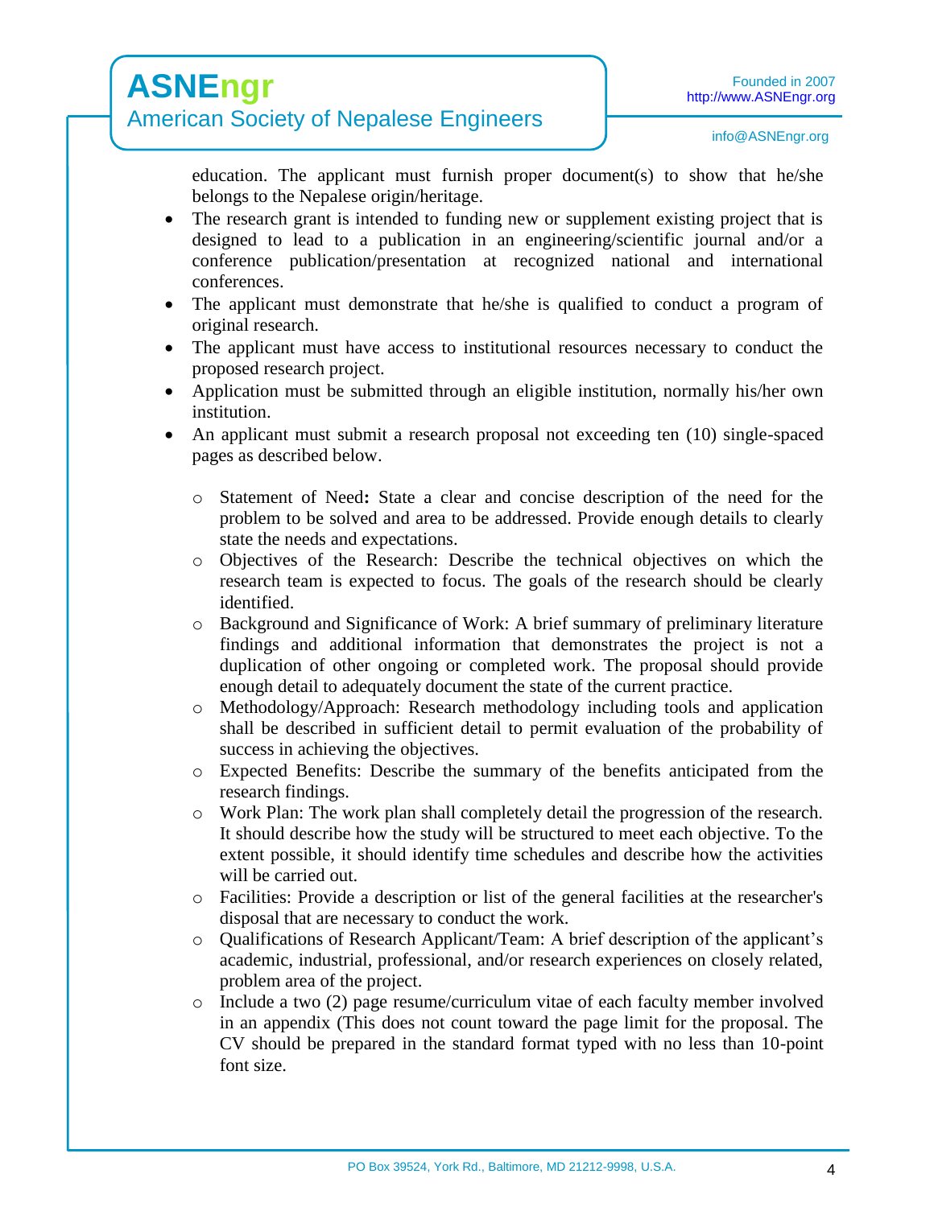education. The applicant must furnish proper document(s) to show that he/she belongs to the Nepalese origin/heritage.

- The research grant is intended to funding new or supplement existing project that is designed to lead to a publication in an engineering/scientific journal and/or a conference publication/presentation at recognized national and international conferences.
- The applicant must demonstrate that he/she is qualified to conduct a program of original research.
- The applicant must have access to institutional resources necessary to conduct the proposed research project.
- Application must be submitted through an eligible institution, normally his/her own institution.
- An applicant must submit a research proposal not exceeding ten (10) single-spaced pages as described below.

  - Statement of Need**:** State a clear and concise description of the need for the problem to be solved and area to be addressed. Provide enough details to clearly state the needs and expectations.
  - Objectives of the Research: Describe the technical objectives on which the research team is expected to focus. The goals of the research should be clearly identified.
  - Background and Significance of Work: A brief summary of preliminary literature findings and additional information that demonstrates the project is not a duplication of other ongoing or completed work. The proposal should provide enough detail to adequately document the state of the current practice.
  - Methodology/Approach: Research methodology including tools and application shall be described in sufficient detail to permit evaluation of the probability of success in achieving the objectives.
  - Expected Benefits: Describe the summary of the benefits anticipated from the research findings.
  - Work Plan: The work plan shall completely detail the progression of the research. It should describe how the study will be structured to meet each objective. To the extent possible, it should identify time schedules and describe how the activities will be carried out.
  - Facilities: Provide a description or list of the general facilities at the researcher's disposal that are necessary to conduct the work.
  - Qualifications of Research Applicant/Team: A brief description of the applicant's academic, industrial, professional, and/or research experiences on closely related, problem area of the project.
  - Include a two (2) page resume/curriculum vitae of each faculty member involved in an appendix (This does not count toward the page limit for the proposal. The CV should be prepared in the standard format typed with no less than 10-point font size.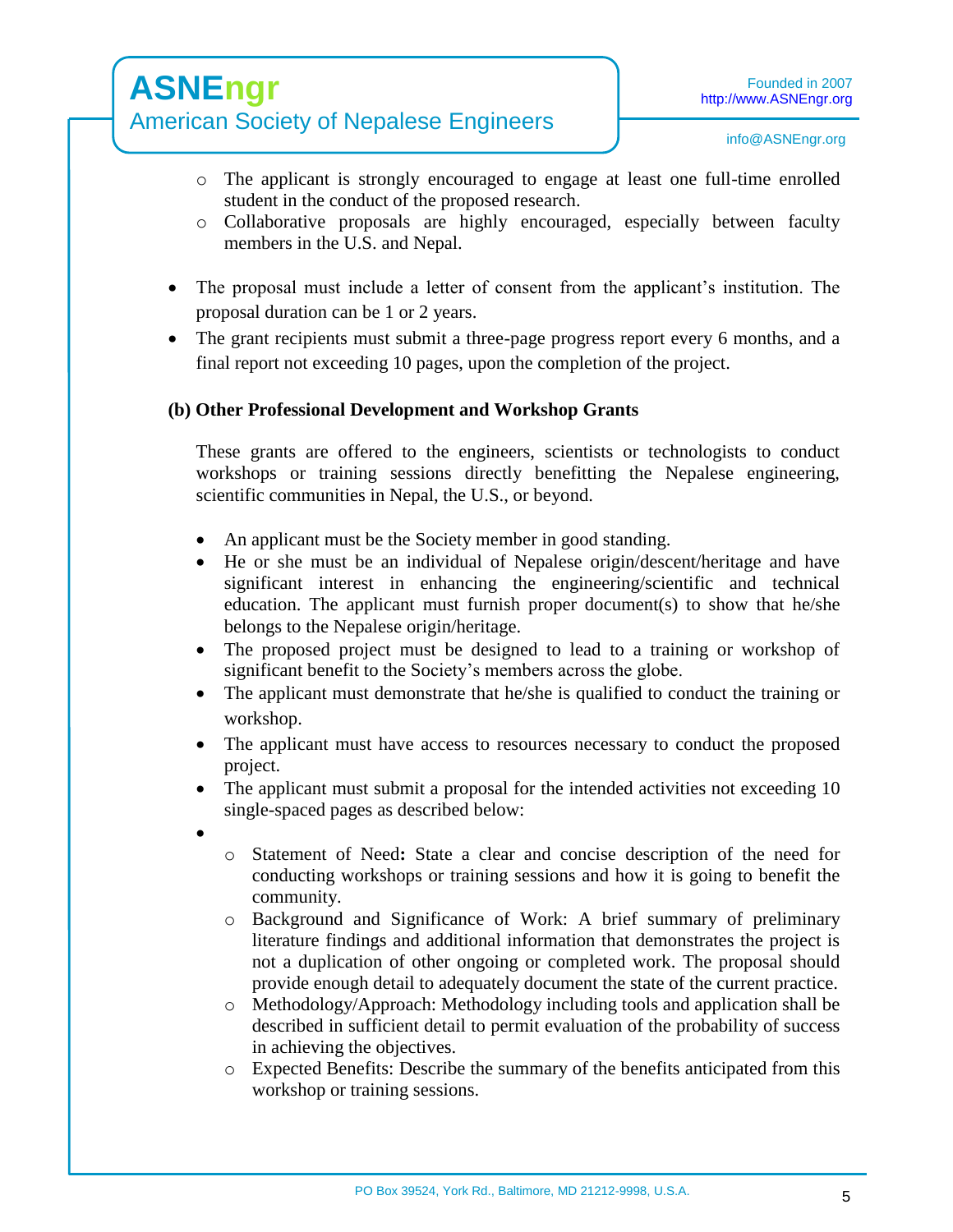- The applicant is strongly encouraged to engage at least one full-time enrolled student in the conduct of the proposed research.
- Collaborative proposals are highly encouraged, especially between faculty members in the U.S. and Nepal.

- The proposal must include a letter of consent from the applicant's institution. The proposal duration can be 1 or 2 years.
- The grant recipients must submit a three-page progress report every 6 months, and a final report not exceeding 10 pages, upon the completion of the project.

**(b) Other Professional Development and Workshop Grants**

These grants are offered to the engineers, scientists or technologists to conduct workshops or training sessions directly benefitting the Nepalese engineering, scientific communities in Nepal, the U.S., or beyond.

- An applicant must be the Society member in good standing.
- He or she must be an individual of Nepalese origin/descent/heritage and have significant interest in enhancing the engineering/scientific and technical education. The applicant must furnish proper document(s) to show that he/she belongs to the Nepalese origin/heritage.
- The proposed project must be designed to lead to a training or workshop of significant benefit to the Society's members across the globe.
- The applicant must demonstrate that he/she is qualified to conduct the training or workshop.
- The applicant must have access to resources necessary to conduct the proposed project.
- The applicant must submit a proposal for the intended activities not exceeding 10 single-spaced pages as described below:
- 
  - Statement of Need**:** State a clear and concise description of the need for conducting workshops or training sessions and how it is going to benefit the community.
  - Background and Significance of Work: A brief summary of preliminary literature findings and additional information that demonstrates the project is not a duplication of other ongoing or completed work. The proposal should provide enough detail to adequately document the state of the current practice.
  - Methodology/Approach: Methodology including tools and application shall be described in sufficient detail to permit evaluation of the probability of success in achieving the objectives.
  - Expected Benefits: Describe the summary of the benefits anticipated from this workshop or training sessions.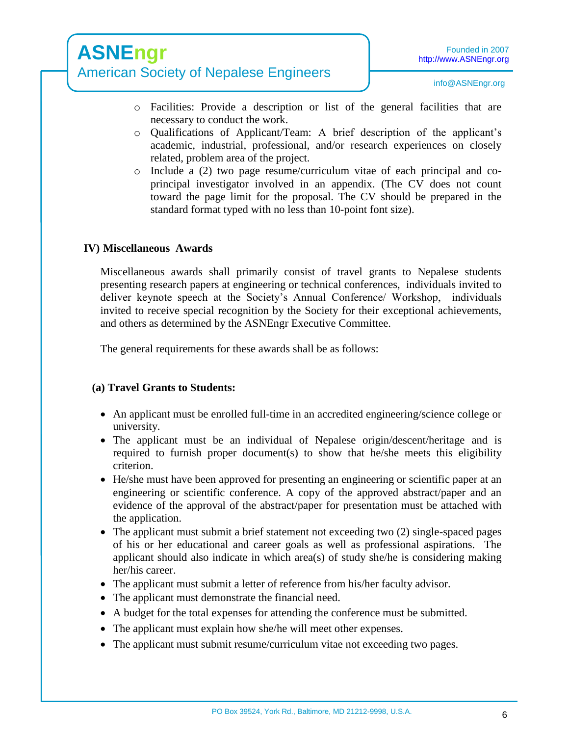- Facilities: Provide a description or list of the general facilities that are necessary to conduct the work.
- Qualifications of Applicant/Team: A brief description of the applicant's academic, industrial, professional, and/or research experiences on closely related, problem area of the project.
- Include a (2) two page resume/curriculum vitae of each principal and co-principal investigator involved in an appendix. (The CV does not count toward the page limit for the proposal. The CV should be prepared in the standard format typed with no less than 10-point font size).

## IV) Miscellaneous Awards

Miscellaneous awards shall primarily consist of travel grants to Nepalese students presenting research papers at engineering or technical conferences, individuals invited to deliver keynote speech at the Society's Annual Conference/ Workshop, individuals invited to receive special recognition by the Society for their exceptional achievements, and others as determined by the ASNEngr Executive Committee.

The general requirements for these awards shall be as follows:

### (a) Travel Grants to Students:

- An applicant must be enrolled full-time in an accredited engineering/science college or university.
- The applicant must be an individual of Nepalese origin/descent/heritage and is required to furnish proper document(s) to show that he/she meets this eligibility criterion.
- He/she must have been approved for presenting an engineering or scientific paper at an engineering or scientific conference. A copy of the approved abstract/paper and an evidence of the approval of the abstract/paper for presentation must be attached with the application.
- The applicant must submit a brief statement not exceeding two (2) single-spaced pages of his or her educational and career goals as well as professional aspirations. The applicant should also indicate in which area(s) of study she/he is considering making her/his career.
- The applicant must submit a letter of reference from his/her faculty advisor.
- The applicant must demonstrate the financial need.
- A budget for the total expenses for attending the conference must be submitted.
- The applicant must explain how she/he will meet other expenses.
- The applicant must submit resume/curriculum vitae not exceeding two pages.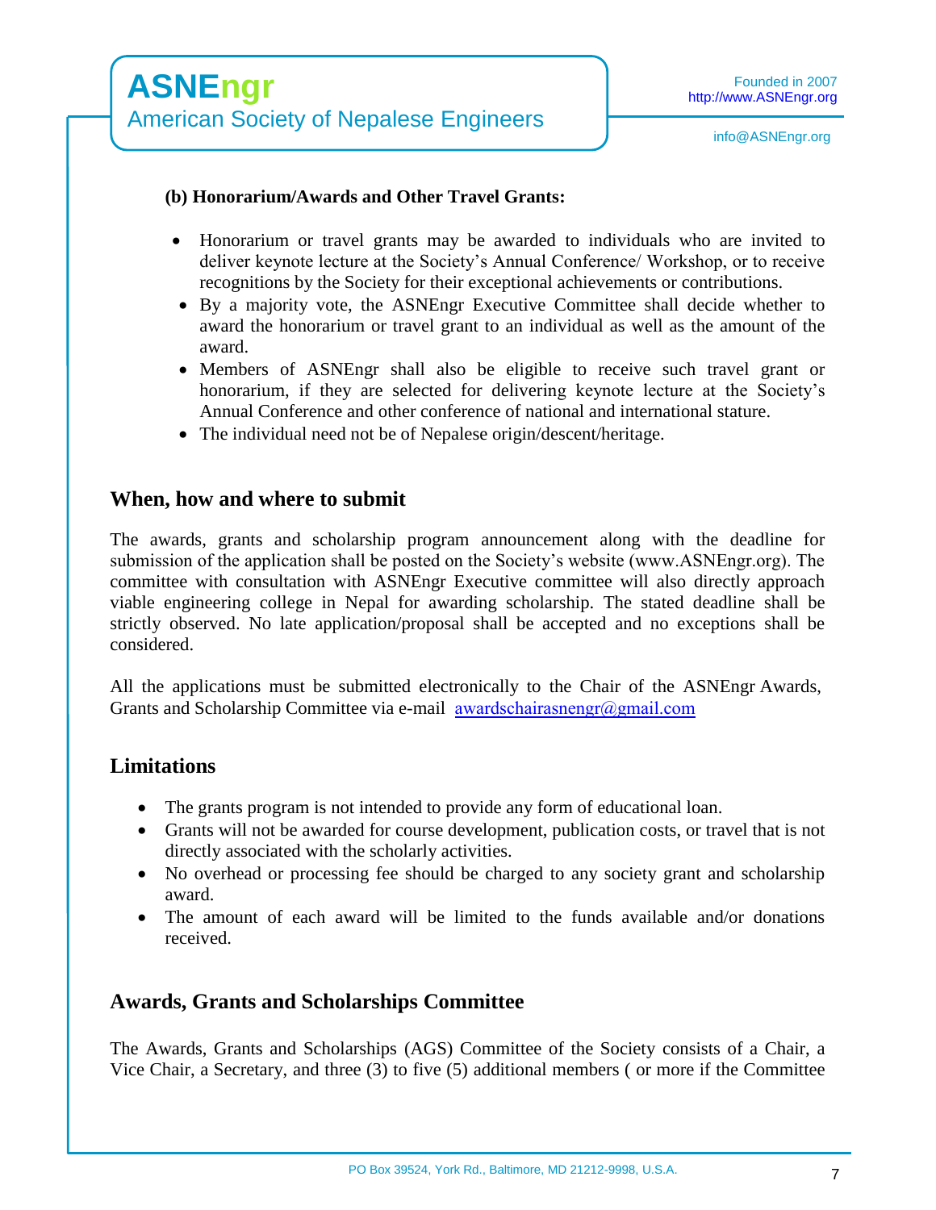**(b) Honorarium/Awards and Other Travel Grants:**

- Honorarium or travel grants may be awarded to individuals who are invited to deliver keynote lecture at the Society's Annual Conference/ Workshop, or to receive recognitions by the Society for their exceptional achievements or contributions.
- By a majority vote, the ASNEngr Executive Committee shall decide whether to award the honorarium or travel grant to an individual as well as the amount of the award.
- Members of ASNEngr shall also be eligible to receive such travel grant or honorarium, if they are selected for delivering keynote lecture at the Society's Annual Conference and other conference of national and international stature.
- The individual need not be of Nepalese origin/descent/heritage.

## When, how and where to submit

The awards, grants and scholarship program announcement along with the deadline for submission of the application shall be posted on the Society's website (www.ASNEngr.org). The committee with consultation with ASNEngr Executive committee will also directly approach viable engineering college in Nepal for awarding scholarship. The stated deadline shall be strictly observed. No late application/proposal shall be accepted and no exceptions shall be considered.

All the applications must be submitted electronically to the Chair of the ASNEngr Awards, Grants and Scholarship Committee via e-mail awardschairasnengr@gmail.com

## Limitations

- The grants program is not intended to provide any form of educational loan.
- Grants will not be awarded for course development, publication costs, or travel that is not directly associated with the scholarly activities.
- No overhead or processing fee should be charged to any society grant and scholarship award.
- The amount of each award will be limited to the funds available and/or donations received.

## Awards, Grants and Scholarships Committee

The Awards, Grants and Scholarships (AGS) Committee of the Society consists of a Chair, a Vice Chair, a Secretary, and three (3) to five (5) additional members ( or more if the Committee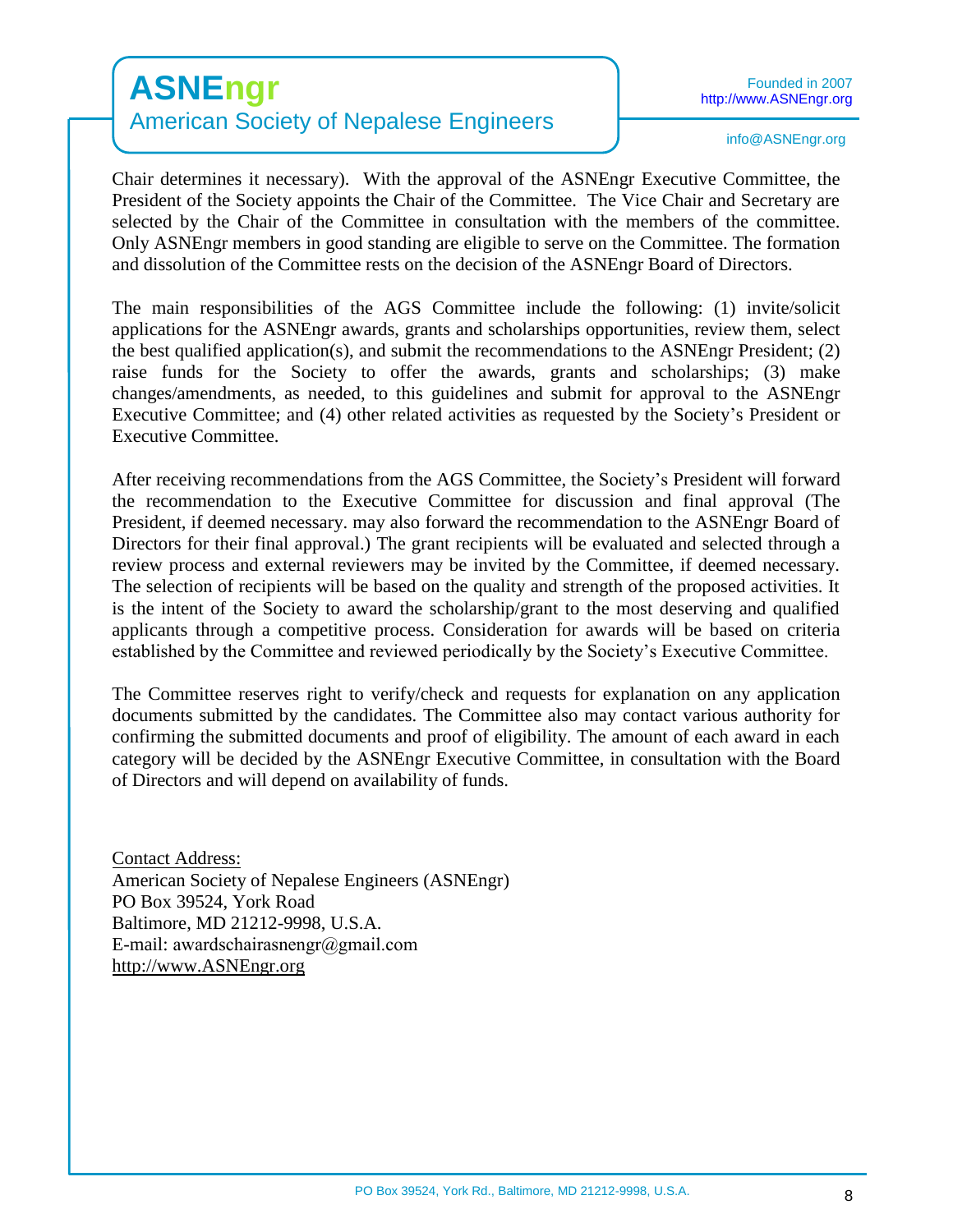Chair determines it necessary). With the approval of the ASNEngr Executive Committee, the President of the Society appoints the Chair of the Committee. The Vice Chair and Secretary are selected by the Chair of the Committee in consultation with the members of the committee. Only ASNEngr members in good standing are eligible to serve on the Committee. The formation and dissolution of the Committee rests on the decision of the ASNEngr Board of Directors.

The main responsibilities of the AGS Committee include the following: (1) invite/solicit applications for the ASNEngr awards, grants and scholarships opportunities, review them, select the best qualified application(s), and submit the recommendations to the ASNEngr President; (2) raise funds for the Society to offer the awards, grants and scholarships; (3) make changes/amendments, as needed, to this guidelines and submit for approval to the ASNEngr Executive Committee; and (4) other related activities as requested by the Society's President or Executive Committee.

After receiving recommendations from the AGS Committee, the Society's President will forward the recommendation to the Executive Committee for discussion and final approval (The President, if deemed necessary. may also forward the recommendation to the ASNEngr Board of Directors for their final approval.) The grant recipients will be evaluated and selected through a review process and external reviewers may be invited by the Committee, if deemed necessary. The selection of recipients will be based on the quality and strength of the proposed activities. It is the intent of the Society to award the scholarship/grant to the most deserving and qualified applicants through a competitive process. Consideration for awards will be based on criteria established by the Committee and reviewed periodically by the Society's Executive Committee.

The Committee reserves right to verify/check and requests for explanation on any application documents submitted by the candidates. The Committee also may contact various authority for confirming the submitted documents and proof of eligibility. The amount of each award in each category will be decided by the ASNEngr Executive Committee, in consultation with the Board of Directors and will depend on availability of funds.

Contact Address:
American Society of Nepalese Engineers (ASNEngr)
PO Box 39524, York Road
Baltimore, MD 21212-9998, U.S.A.
E-mail: awardschairasnengr@gmail.com
http://www.ASNEngr.org